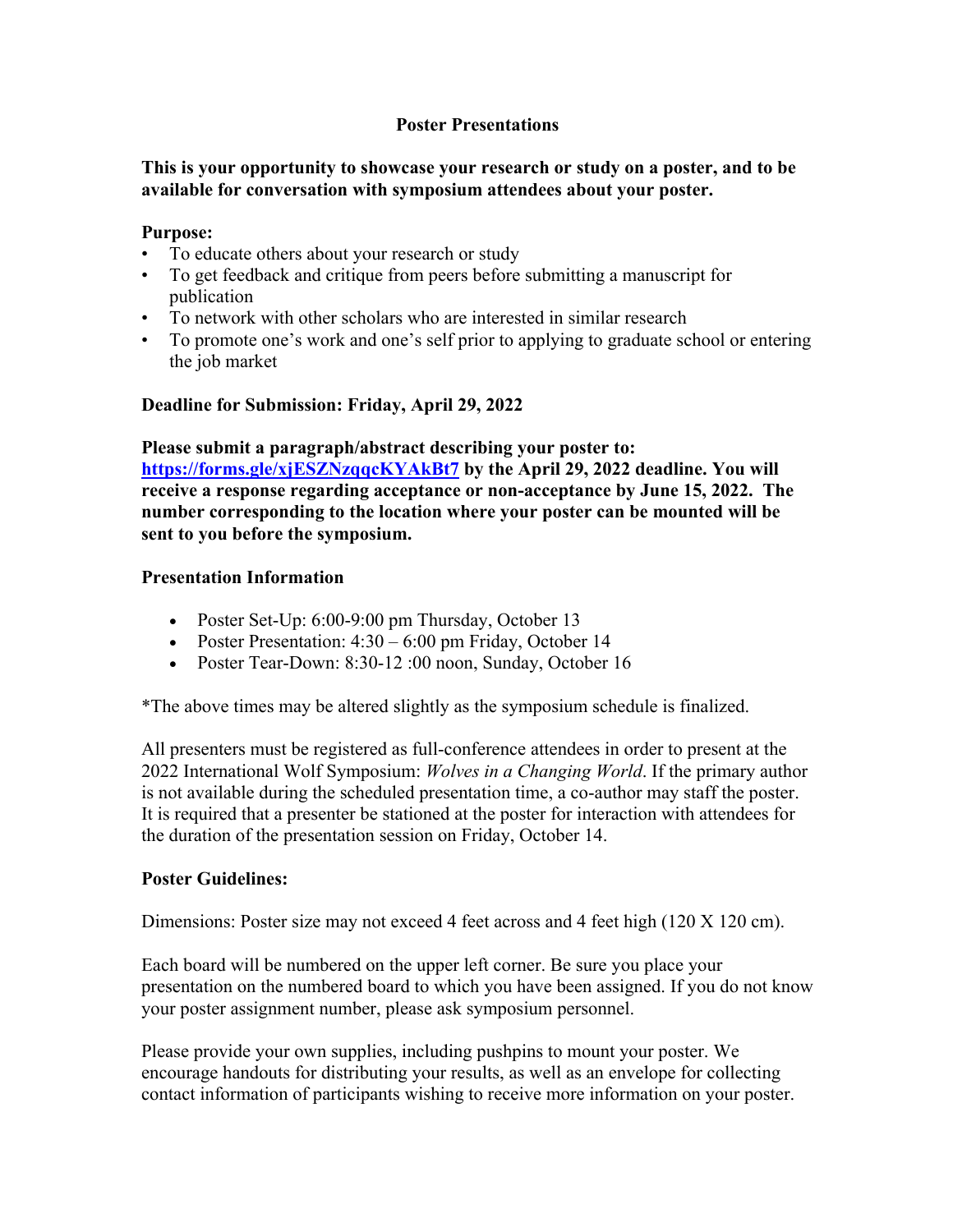# Poster Presentations

**This is your opportunity to showcase your research or study on a poster, and to be available for conversation with symposium attendees about your poster.**

**Purpose:**

- To educate others about your research or study
- To get feedback and critique from peers before submitting a manuscript for publication
- To network with other scholars who are interested in similar research
- To promote one's work and one's self prior to applying to graduate school or entering the job market

**Deadline for Submission: Friday, April 29, 2022**

**Please submit a paragraph/abstract describing your poster to: [https://forms.gle/xjESZNzqqcKYAkBt7](https://forms.gle/xjESZNzqqcKYAkBt7) by the April 29, 2022 deadline. You will receive a response regarding acceptance or non-acceptance by June 15, 2022. The number corresponding to the location where your poster can be mounted will be sent to you before the symposium.**

**Presentation Information**

- Poster Set-Up: 6:00-9:00 pm Thursday, October 13
- Poster Presentation: 4:30 – 6:00 pm Friday, October 14
- Poster Tear-Down: 8:30-12 :00 noon, Sunday, October 16

*The above times may be altered slightly as the symposium schedule is finalized.

All presenters must be registered as full-conference attendees in order to present at the 2022 International Wolf Symposium: *Wolves in a Changing World*. If the primary author is not available during the scheduled presentation time, a co-author may staff the poster. It is required that a presenter be stationed at the poster for interaction with attendees for the duration of the presentation session on Friday, October 14.

**Poster Guidelines:**

Dimensions: Poster size may not exceed 4 feet across and 4 feet high (120 X 120 cm).

Each board will be numbered on the upper left corner. Be sure you place your presentation on the numbered board to which you have been assigned. If you do not know your poster assignment number, please ask symposium personnel.

Please provide your own supplies, including pushpins to mount your poster. We encourage handouts for distributing your results, as well as an envelope for collecting contact information of participants wishing to receive more information on your poster.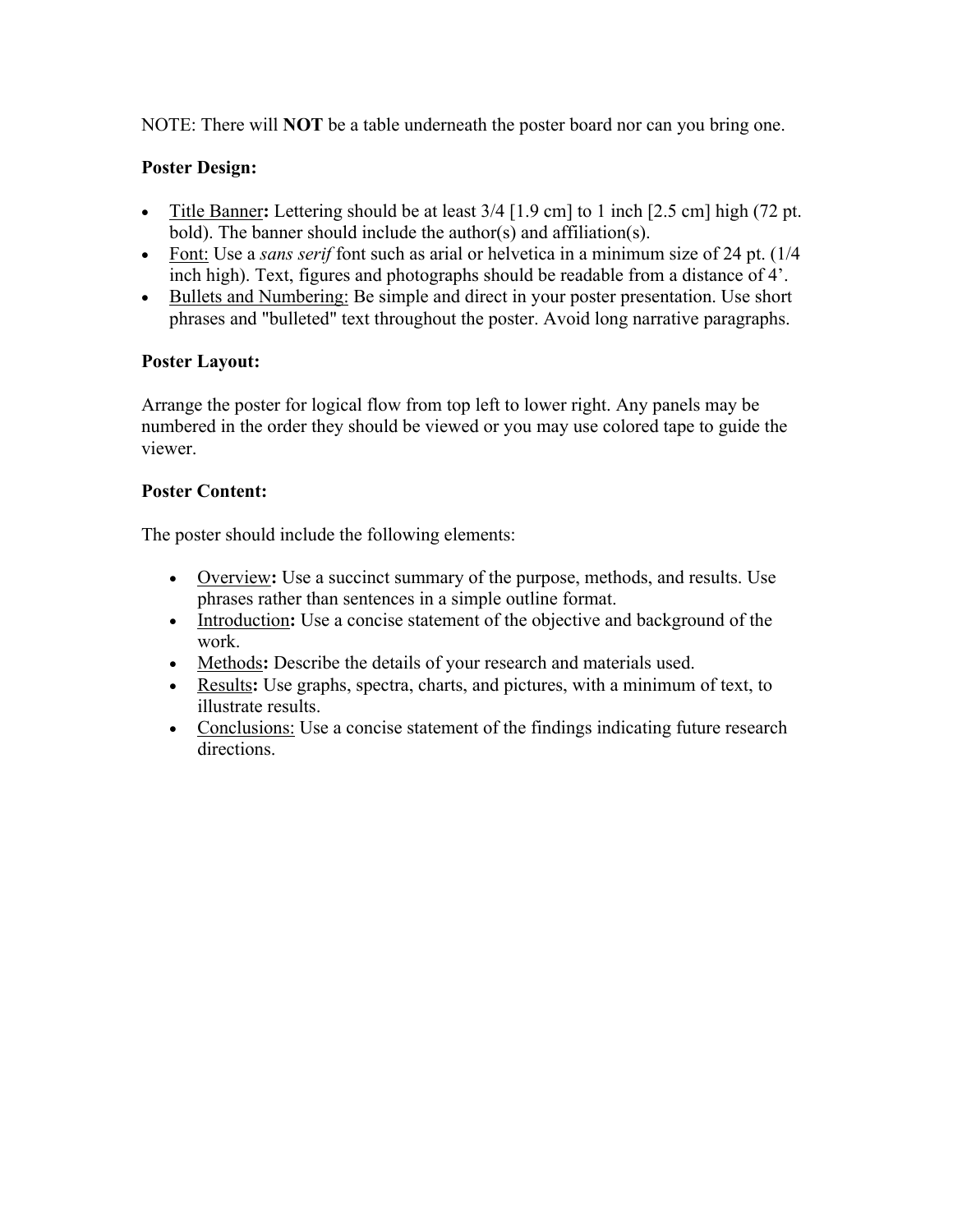NOTE: There will **NOT** be a table underneath the poster board nor can you bring one.

**Poster Design:**

- Title Banner**:** Lettering should be at least 3/4 [1.9 cm] to 1 inch [2.5 cm] high (72 pt. bold). The banner should include the author(s) and affiliation(s).
- Font: Use a *sans serif* font such as arial or helvetica in a minimum size of 24 pt. (1/4 inch high). Text, figures and photographs should be readable from a distance of 4'.
- Bullets and Numbering: Be simple and direct in your poster presentation. Use short phrases and "bulleted" text throughout the poster. Avoid long narrative paragraphs.

**Poster Layout:**

Arrange the poster for logical flow from top left to lower right. Any panels may be numbered in the order they should be viewed or you may use colored tape to guide the viewer.

**Poster Content:**

The poster should include the following elements:

- Overview**:** Use a succinct summary of the purpose, methods, and results. Use phrases rather than sentences in a simple outline format.
- Introduction**:** Use a concise statement of the objective and background of the work.
- Methods**:** Describe the details of your research and materials used.
- Results**:** Use graphs, spectra, charts, and pictures, with a minimum of text, to illustrate results.
- Conclusions: Use a concise statement of the findings indicating future research directions.